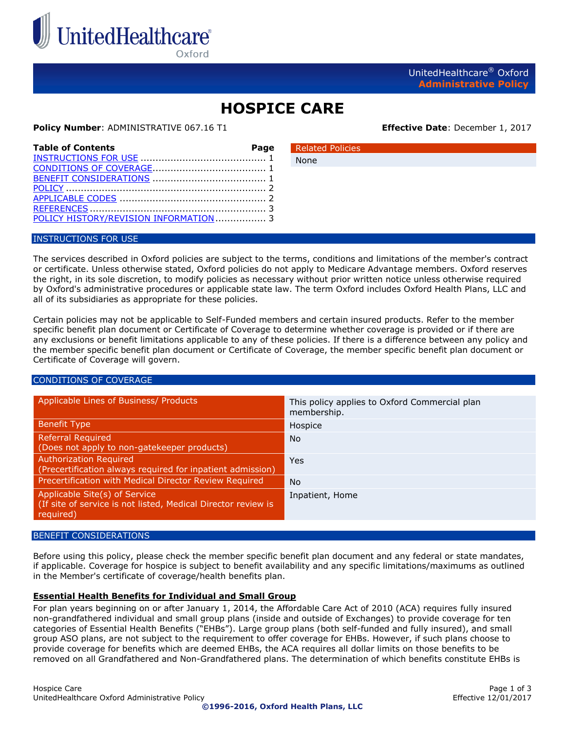UnitedHealthcare® Oxford
**Administrative Policy**

# HOSPICE CARE

**Policy Number**: ADMINISTRATIVE 067.16 T1

**Effective Date**: December 1, 2017

| Table of Contents | Page |
|---|---|
| INSTRUCTIONS FOR USE | 1 |
| CONDITIONS OF COVERAGE | 1 |
| BENEFIT CONSIDERATIONS | 1 |
| POLICY | 2 |
| APPLICABLE CODES | 2 |
| REFERENCES | 3 |
| POLICY HISTORY/REVISION INFORMATION | 3 |

| Related Policies |
|---|
| None |

## INSTRUCTIONS FOR USE

The services described in Oxford policies are subject to the terms, conditions and limitations of the member's contract or certificate. Unless otherwise stated, Oxford policies do not apply to Medicare Advantage members. Oxford reserves the right, in its sole discretion, to modify policies as necessary without prior written notice unless otherwise required by Oxford's administrative procedures or applicable state law. The term Oxford includes Oxford Health Plans, LLC and all of its subsidiaries as appropriate for these policies.

Certain policies may not be applicable to Self-Funded members and certain insured products. Refer to the member specific benefit plan document or Certificate of Coverage to determine whether coverage is provided or if there are any exclusions or benefit limitations applicable to any of these policies. If there is a difference between any policy and the member specific benefit plan document or Certificate of Coverage, the member specific benefit plan document or Certificate of Coverage will govern.

## CONDITIONS OF COVERAGE

| | |
|---|---|
| Applicable Lines of Business/ Products | This policy applies to Oxford Commercial plan membership. |
| Benefit Type | Hospice |
| Referral Required (Does not apply to non-gatekeeper products) | No |
| Authorization Required (Precertification always required for inpatient admission) | Yes |
| Precertification with Medical Director Review Required | No |
| Applicable Site(s) of Service (If site of service is not listed, Medical Director review is required) | Inpatient, Home |

## BENEFIT CONSIDERATIONS

Before using this policy, please check the member specific benefit plan document and any federal or state mandates, if applicable. Coverage for hospice is subject to benefit availability and any specific limitations/maximums as outlined in the Member's certificate of coverage/health benefits plan.

**Essential Health Benefits for Individual and Small Group**

For plan years beginning on or after January 1, 2014, the Affordable Care Act of 2010 (ACA) requires fully insured non-grandfathered individual and small group plans (inside and outside of Exchanges) to provide coverage for ten categories of Essential Health Benefits ("EHBs"). Large group plans (both self-funded and fully insured), and small group ASO plans, are not subject to the requirement to offer coverage for EHBs. However, if such plans choose to provide coverage for benefits which are deemed EHBs, the ACA requires all dollar limits on those benefits to be removed on all Grandfathered and Non-Grandfathered plans. The determination of which benefits constitute EHBs is

**©1996-2016, Oxford Health Plans, LLC**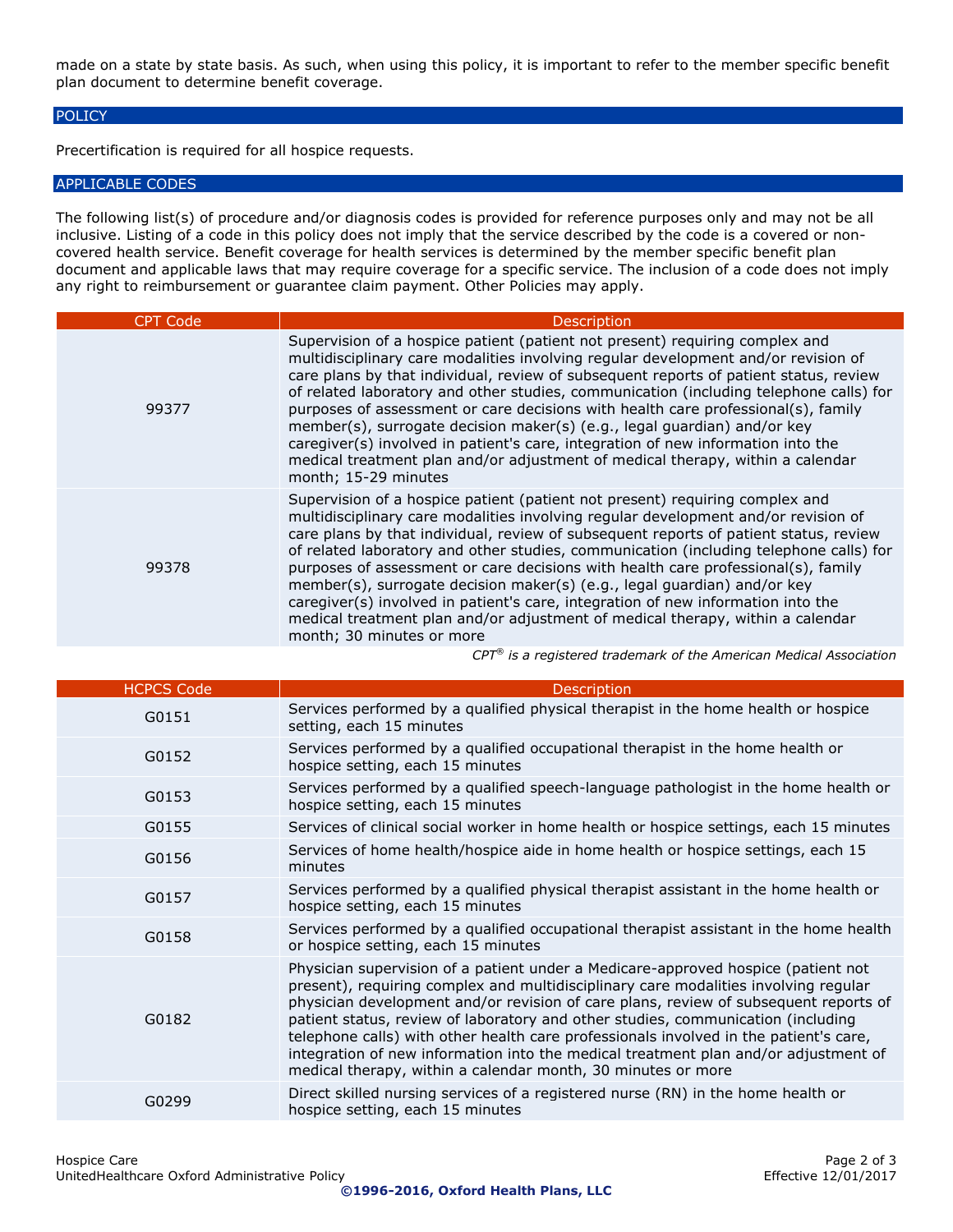made on a state by state basis. As such, when using this policy, it is important to refer to the member specific benefit plan document to determine benefit coverage.

## POLICY

Precertification is required for all hospice requests.

## APPLICABLE CODES

The following list(s) of procedure and/or diagnosis codes is provided for reference purposes only and may not be all inclusive. Listing of a code in this policy does not imply that the service described by the code is a covered or non-covered health service. Benefit coverage for health services is determined by the member specific benefit plan document and applicable laws that may require coverage for a specific service. The inclusion of a code does not imply any right to reimbursement or guarantee claim payment. Other Policies may apply.

| CPT Code | Description |
|---|---|
| 99377 | Supervision of a hospice patient (patient not present) requiring complex and multidisciplinary care modalities involving regular development and/or revision of care plans by that individual, review of subsequent reports of patient status, review of related laboratory and other studies, communication (including telephone calls) for purposes of assessment or care decisions with health care professional(s), family member(s), surrogate decision maker(s) (e.g., legal guardian) and/or key caregiver(s) involved in patient's care, integration of new information into the medical treatment plan and/or adjustment of medical therapy, within a calendar month; 15-29 minutes |
| 99378 | Supervision of a hospice patient (patient not present) requiring complex and multidisciplinary care modalities involving regular development and/or revision of care plans by that individual, review of subsequent reports of patient status, review of related laboratory and other studies, communication (including telephone calls) for purposes of assessment or care decisions with health care professional(s), family member(s), surrogate decision maker(s) (e.g., legal guardian) and/or key caregiver(s) involved in patient's care, integration of new information into the medical treatment plan and/or adjustment of medical therapy, within a calendar month; 30 minutes or more |

*CPT® is a registered trademark of the American Medical Association*

| HCPCS Code | Description |
|---|---|
| G0151 | Services performed by a qualified physical therapist in the home health or hospice setting, each 15 minutes |
| G0152 | Services performed by a qualified occupational therapist in the home health or hospice setting, each 15 minutes |
| G0153 | Services performed by a qualified speech-language pathologist in the home health or hospice setting, each 15 minutes |
| G0155 | Services of clinical social worker in home health or hospice settings, each 15 minutes |
| G0156 | Services of home health/hospice aide in home health or hospice settings, each 15 minutes |
| G0157 | Services performed by a qualified physical therapist assistant in the home health or hospice setting, each 15 minutes |
| G0158 | Services performed by a qualified occupational therapist assistant in the home health or hospice setting, each 15 minutes |
| G0182 | Physician supervision of a patient under a Medicare-approved hospice (patient not present), requiring complex and multidisciplinary care modalities involving regular physician development and/or revision of care plans, review of subsequent reports of patient status, review of laboratory and other studies, communication (including telephone calls) with other health care professionals involved in the patient's care, integration of new information into the medical treatment plan and/or adjustment of medical therapy, within a calendar month, 30 minutes or more |
| G0299 | Direct skilled nursing services of a registered nurse (RN) in the home health or hospice setting, each 15 minutes |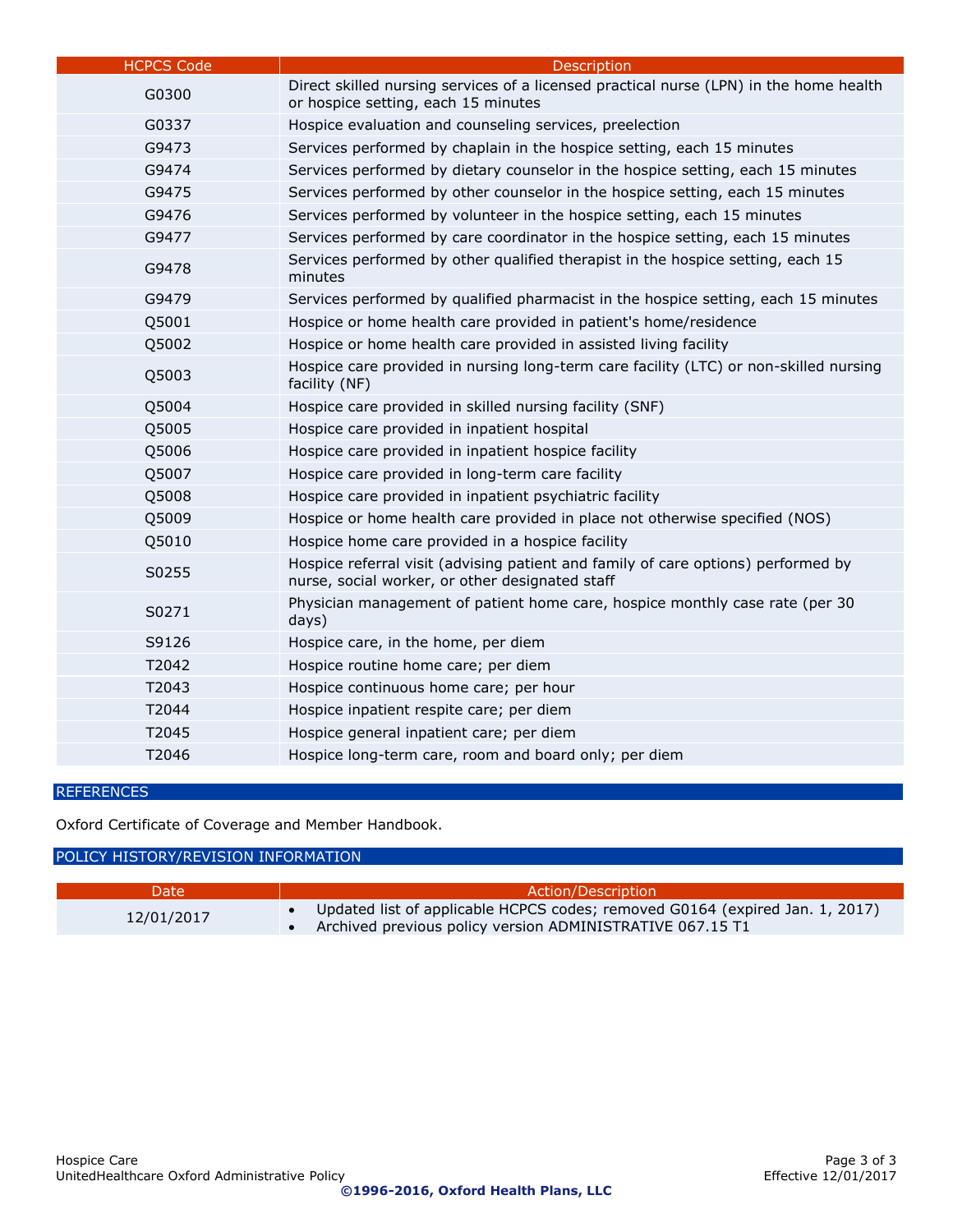| HCPCS Code | Description |
|---|---|
| G0300 | Direct skilled nursing services of a licensed practical nurse (LPN) in the home health or hospice setting, each 15 minutes |
| G0337 | Hospice evaluation and counseling services, preelection |
| G9473 | Services performed by chaplain in the hospice setting, each 15 minutes |
| G9474 | Services performed by dietary counselor in the hospice setting, each 15 minutes |
| G9475 | Services performed by other counselor in the hospice setting, each 15 minutes |
| G9476 | Services performed by volunteer in the hospice setting, each 15 minutes |
| G9477 | Services performed by care coordinator in the hospice setting, each 15 minutes |
| G9478 | Services performed by other qualified therapist in the hospice setting, each 15 minutes |
| G9479 | Services performed by qualified pharmacist in the hospice setting, each 15 minutes |
| Q5001 | Hospice or home health care provided in patient's home/residence |
| Q5002 | Hospice or home health care provided in assisted living facility |
| Q5003 | Hospice care provided in nursing long-term care facility (LTC) or non-skilled nursing facility (NF) |
| Q5004 | Hospice care provided in skilled nursing facility (SNF) |
| Q5005 | Hospice care provided in inpatient hospital |
| Q5006 | Hospice care provided in inpatient hospice facility |
| Q5007 | Hospice care provided in long-term care facility |
| Q5008 | Hospice care provided in inpatient psychiatric facility |
| Q5009 | Hospice or home health care provided in place not otherwise specified (NOS) |
| Q5010 | Hospice home care provided in a hospice facility |
| S0255 | Hospice referral visit (advising patient and family of care options) performed by nurse, social worker, or other designated staff |
| S0271 | Physician management of patient home care, hospice monthly case rate (per 30 days) |
| S9126 | Hospice care, in the home, per diem |
| T2042 | Hospice routine home care; per diem |
| T2043 | Hospice continuous home care; per hour |
| T2044 | Hospice inpatient respite care; per diem |
| T2045 | Hospice general inpatient care; per diem |
| T2046 | Hospice long-term care, room and board only; per diem |

## REFERENCES

Oxford Certificate of Coverage and Member Handbook.

## POLICY HISTORY/REVISION INFORMATION

| Date | Action/Description |
|---|---|
| 12/01/2017 | • Updated list of applicable HCPCS codes; removed G0164 (expired Jan. 1, 2017)<br>• Archived previous policy version ADMINISTRATIVE 067.15 T1 |